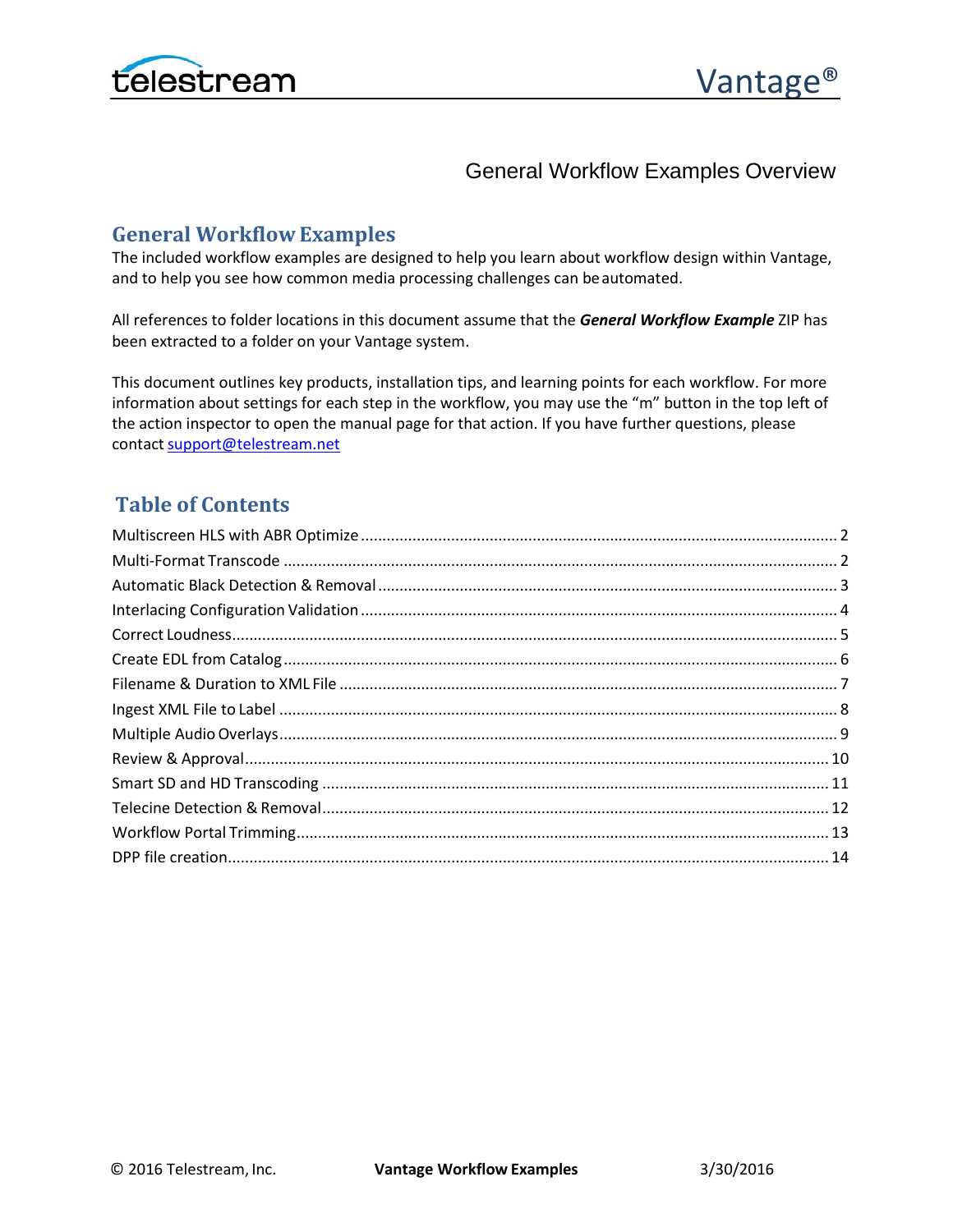# General Workflow Examples Overview

## General Workflow Examples

The included workflow examples are designed to help you learn about workflow design within Vantage, and to help you see how common media processing challenges can be automated.

All references to folder locations in this document assume that the ***General Workflow Example*** ZIP has been extracted to a folder on your Vantage system.

This document outlines key products, installation tips, and learning points for each workflow. For more information about settings for each step in the workflow, you may use the “m” button in the top left of the action inspector to open the manual page for that action. If you have further questions, please contact support@telestream.net

## Table of Contents

- Multiscreen HLS with ABR Optimize ........ 2
- Multi-Format Transcode ........ 2
- Automatic Black Detection & Removal ........ 3
- Interlacing Configuration Validation ........ 4
- Correct Loudness ........ 5
- Create EDL from Catalog ........ 6
- Filename & Duration to XML File ........ 7
- Ingest XML File to Label ........ 8
- Multiple Audio Overlays ........ 9
- Review & Approval ........ 10
- Smart SD and HD Transcoding ........ 11
- Telecine Detection & Removal ........ 12
- Workflow Portal Trimming ........ 13
- DPP file creation ........ 14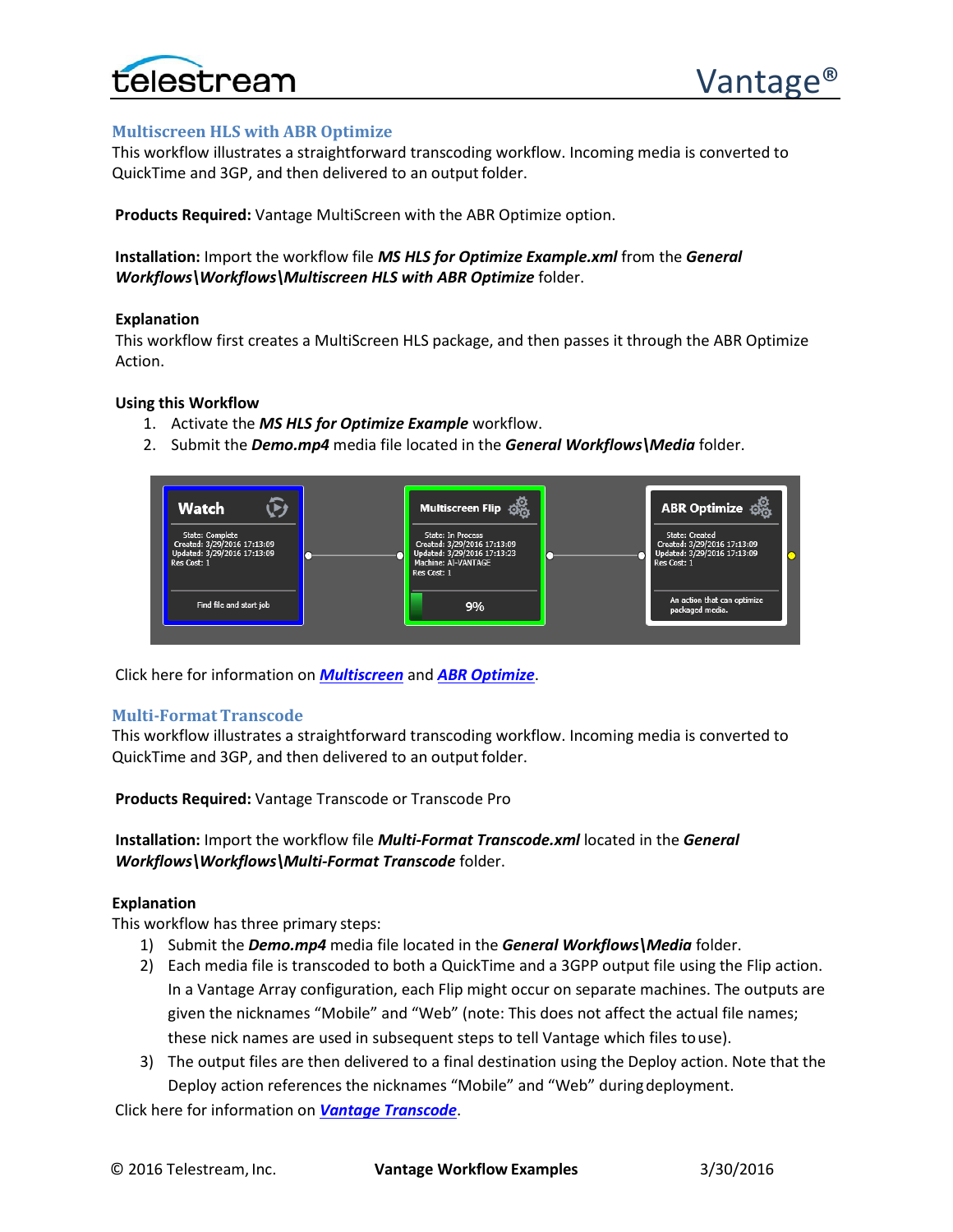## Multiscreen HLS with ABR Optimize

This workflow illustrates a straightforward transcoding workflow. Incoming media is converted to QuickTime and 3GP, and then delivered to an output folder.

**Products Required:** Vantage MultiScreen with the ABR Optimize option.

**Installation:** Import the workflow file ***MS HLS for Optimize Example.xml*** from the ***General Workflows\Workflows\Multiscreen HLS with ABR Optimize*** folder.

**Explanation**

This workflow first creates a MultiScreen HLS package, and then passes it through the ABR Optimize Action.

**Using this Workflow**

1. Activate the ***MS HLS for Optimize Example*** workflow.
2. Submit the ***Demo.mp4*** media file located in the ***General Workflows\Media*** folder.

Click here for information on ***Multiscreen*** and ***ABR Optimize***.

## Multi-Format Transcode

This workflow illustrates a straightforward transcoding workflow. Incoming media is converted to QuickTime and 3GP, and then delivered to an output folder.

**Products Required:** Vantage Transcode or Transcode Pro

**Installation:** Import the workflow file ***Multi-Format Transcode.xml*** located in the ***General Workflows\Workflows\Multi-Format Transcode*** folder.

**Explanation**

This workflow has three primary steps:

1) Submit the ***Demo.mp4*** media file located in the ***General Workflows\Media*** folder.
2) Each media file is transcoded to both a QuickTime and a 3GPP output file using the Flip action. In a Vantage Array configuration, each Flip might occur on separate machines. The outputs are given the nicknames "Mobile" and "Web" (note: This does not affect the actual file names; these nick names are used in subsequent steps to tell Vantage which files to use).
3) The output files are then delivered to a final destination using the Deploy action. Note that the Deploy action references the nicknames "Mobile" and "Web" during deployment.

Click here for information on ***Vantage Transcode***.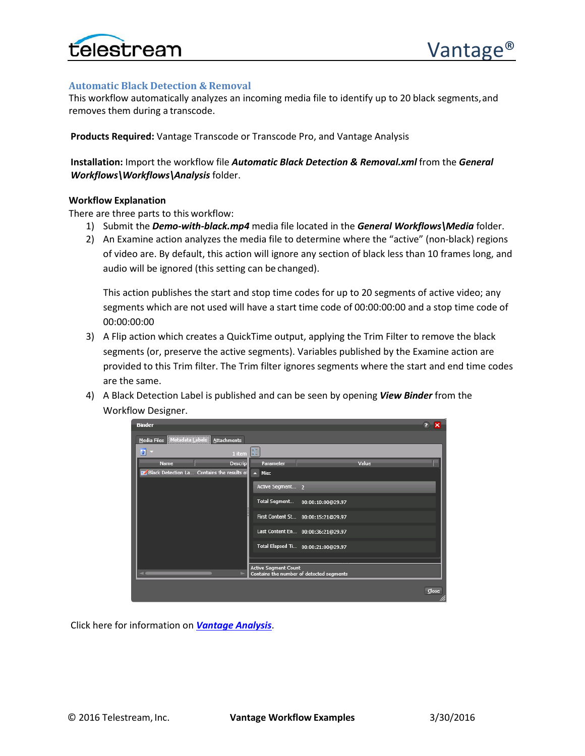## Automatic Black Detection & Removal

This workflow automatically analyzes an incoming media file to identify up to 20 black segments, and removes them during a transcode.

**Products Required:** Vantage Transcode or Transcode Pro, and Vantage Analysis

**Installation:** Import the workflow file ***Automatic Black Detection & Removal.xml*** from the ***General Workflows\Workflows\Analysis*** folder.

### Workflow Explanation

There are three parts to this workflow:

1) Submit the ***Demo-with-black.mp4*** media file located in the ***General Workflows\Media*** folder.
2) An Examine action analyzes the media file to determine where the “active” (non-black) regions of video are. By default, this action will ignore any section of black less than 10 frames long, and audio will be ignored (this setting can be changed).

   This action publishes the start and stop time codes for up to 20 segments of active video; any segments which are not used will have a start time code of 00:00:00:00 and a stop time code of 00:00:00:00
3) A Flip action which creates a QuickTime output, applying the Trim Filter to remove the black segments (or, preserve the active segments). Variables published by the Examine action are provided to this Trim filter. The Trim filter ignores segments where the start and end time codes are the same.
4) A Black Detection Label is published and can be seen by opening ***View Binder*** from the Workflow Designer.

Click here for information on [***Vantage Analysis***].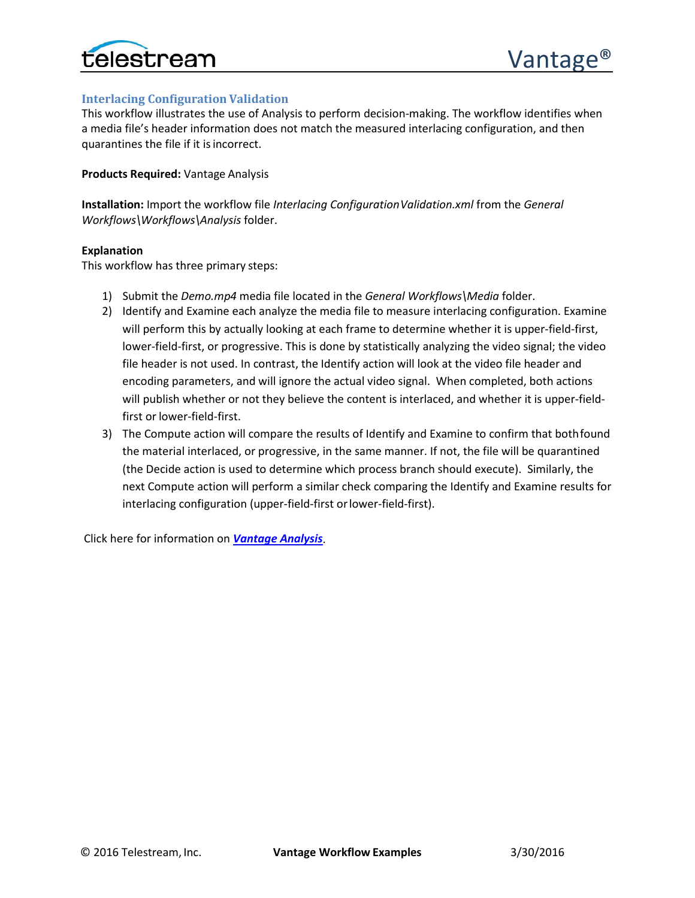## Interlacing Configuration Validation

This workflow illustrates the use of Analysis to perform decision-making. The workflow identifies when a media file's header information does not match the measured interlacing configuration, and then quarantines the file if it is incorrect.

**Products Required:** Vantage Analysis

**Installation:** Import the workflow file *Interlacing Configuration Validation.xml* from the *General Workflows\Workflows\Analysis* folder.

**Explanation**

This workflow has three primary steps:

1) Submit the *Demo.mp4* media file located in the *General Workflows\Media* folder.
2) Identify and Examine each analyze the media file to measure interlacing configuration. Examine will perform this by actually looking at each frame to determine whether it is upper-field-first, lower-field-first, or progressive. This is done by statistically analyzing the video signal; the video file header is not used. In contrast, the Identify action will look at the video file header and encoding parameters, and will ignore the actual video signal. When completed, both actions will publish whether or not they believe the content is interlaced, and whether it is upper-field-first or lower-field-first.
3) The Compute action will compare the results of Identify and Examine to confirm that both found the material interlaced, or progressive, in the same manner. If not, the file will be quarantined (the Decide action is used to determine which process branch should execute). Similarly, the next Compute action will perform a similar check comparing the Identify and Examine results for interlacing configuration (upper-field-first or lower-field-first).

Click here for information on ***Vantage Analysis***.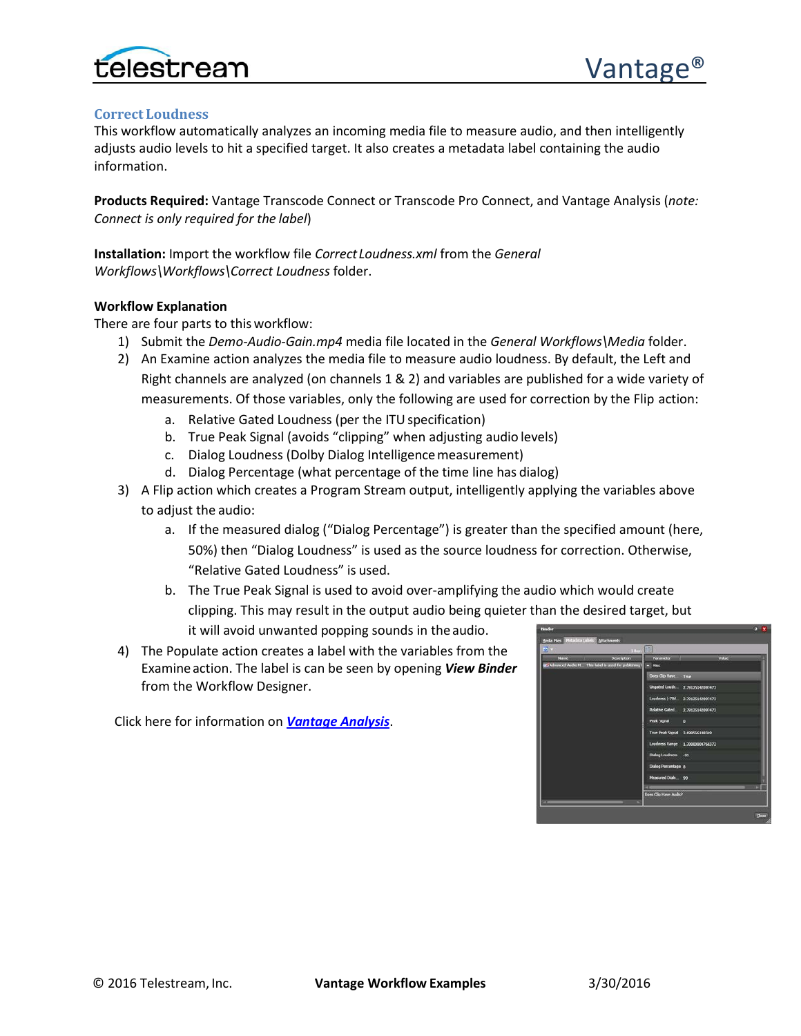## Correct Loudness

This workflow automatically analyzes an incoming media file to measure audio, and then intelligently adjusts audio levels to hit a specified target. It also creates a metadata label containing the audio information.

**Products Required:** Vantage Transcode Connect or Transcode Pro Connect, and Vantage Analysis (*note: Connect is only required for the label*)

**Installation:** Import the workflow file *Correct Loudness.xml* from the *General Workflows\Workflows\Correct Loudness* folder.

**Workflow Explanation**

There are four parts to this workflow:

1) Submit the *Demo-Audio-Gain.mp4* media file located in the *General Workflows\Media* folder.
2) An Examine action analyzes the media file to measure audio loudness. By default, the Left and Right channels are analyzed (on channels 1 & 2) and variables are published for a wide variety of measurements. Of those variables, only the following are used for correction by the Flip action:
   a. Relative Gated Loudness (per the ITU specification)
   b. True Peak Signal (avoids "clipping" when adjusting audio levels)
   c. Dialog Loudness (Dolby Dialog Intelligence measurement)
   d. Dialog Percentage (what percentage of the time line has dialog)
3) A Flip action which creates a Program Stream output, intelligently applying the variables above to adjust the audio:
   a. If the measured dialog ("Dialog Percentage") is greater than the specified amount (here, 50%) then "Dialog Loudness" is used as the source loudness for correction. Otherwise, "Relative Gated Loudness" is used.
   b. The True Peak Signal is used to avoid over-amplifying the audio which would create clipping. This may result in the output audio being quieter than the desired target, but it will avoid unwanted popping sounds in the audio.
4) The Populate action creates a label with the variables from the Examine action. The label is can be seen by opening ***View Binder*** from the Workflow Designer.

Click here for information on ***Vantage Analysis***.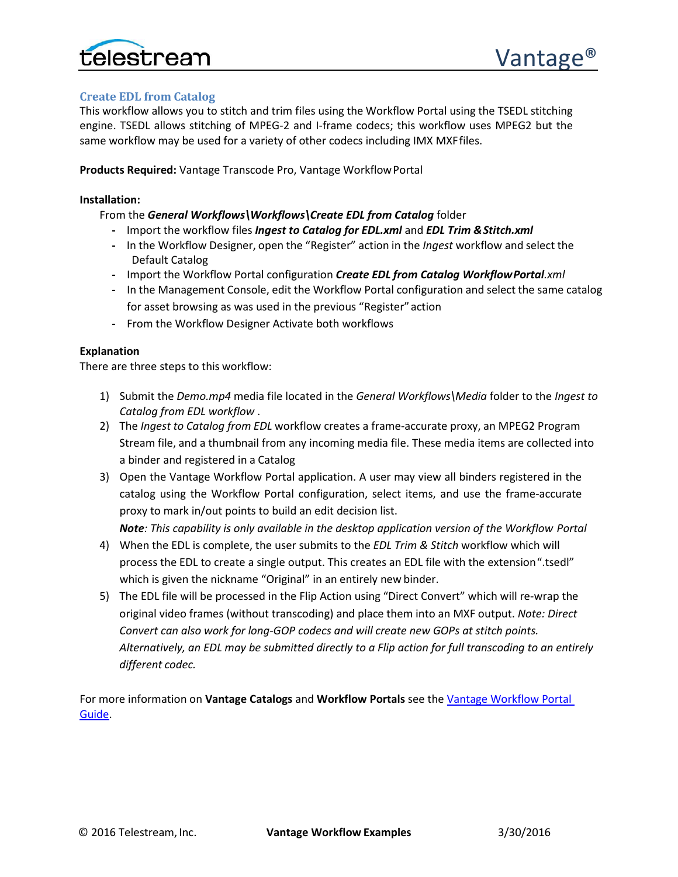## Create EDL from Catalog

This workflow allows you to stitch and trim files using the Workflow Portal using the TSEDL stitching engine. TSEDL allows stitching of MPEG-2 and I-frame codecs; this workflow uses MPEG2 but the same workflow may be used for a variety of other codecs including IMX MXF files.

**Products Required:** Vantage Transcode Pro, Vantage Workflow Portal

**Installation:**

From the ***General Workflows\Workflows\Create EDL from Catalog*** folder

- Import the workflow files ***Ingest to Catalog for EDL.xml*** and ***EDL Trim & Stitch.xml***
- In the Workflow Designer, open the "Register" action in the *Ingest* workflow and select the Default Catalog
- Import the Workflow Portal configuration ***Create EDL from Catalog WorkflowPortal****.xml*
- In the Management Console, edit the Workflow Portal configuration and select the same catalog for asset browsing as was used in the previous "Register" action
- From the Workflow Designer Activate both workflows

**Explanation**

There are three steps to this workflow:

1) Submit the *Demo.mp4* media file located in the *General Workflows\Media* folder to the *Ingest to Catalog from EDL workflow* .
2) The *Ingest to Catalog from EDL* workflow creates a frame-accurate proxy, an MPEG2 Program Stream file, and a thumbnail from any incoming media file. These media items are collected into a binder and registered in a Catalog
3) Open the Vantage Workflow Portal application. A user may view all binders registered in the catalog using the Workflow Portal configuration, select items, and use the frame-accurate proxy to mark in/out points to build an edit decision list.
   ***Note****: This capability is only available in the desktop application version of the Workflow Portal*
4) When the EDL is complete, the user submits to the *EDL Trim & Stitch* workflow which will process the EDL to create a single output. This creates an EDL file with the extension ".tsedl" which is given the nickname "Original" in an entirely new binder.
5) The EDL file will be processed in the Flip Action using "Direct Convert" which will re-wrap the original video frames (without transcoding) and place them into an MXF output. *Note: Direct Convert can also work for long-GOP codecs and will create new GOPs at stitch points. Alternatively, an EDL may be submitted directly to a Flip action for full transcoding to an entirely different codec.*

For more information on **Vantage Catalogs** and **Workflow Portals** see the [Vantage Workflow Portal Guide](Vantage Workflow Portal Guide).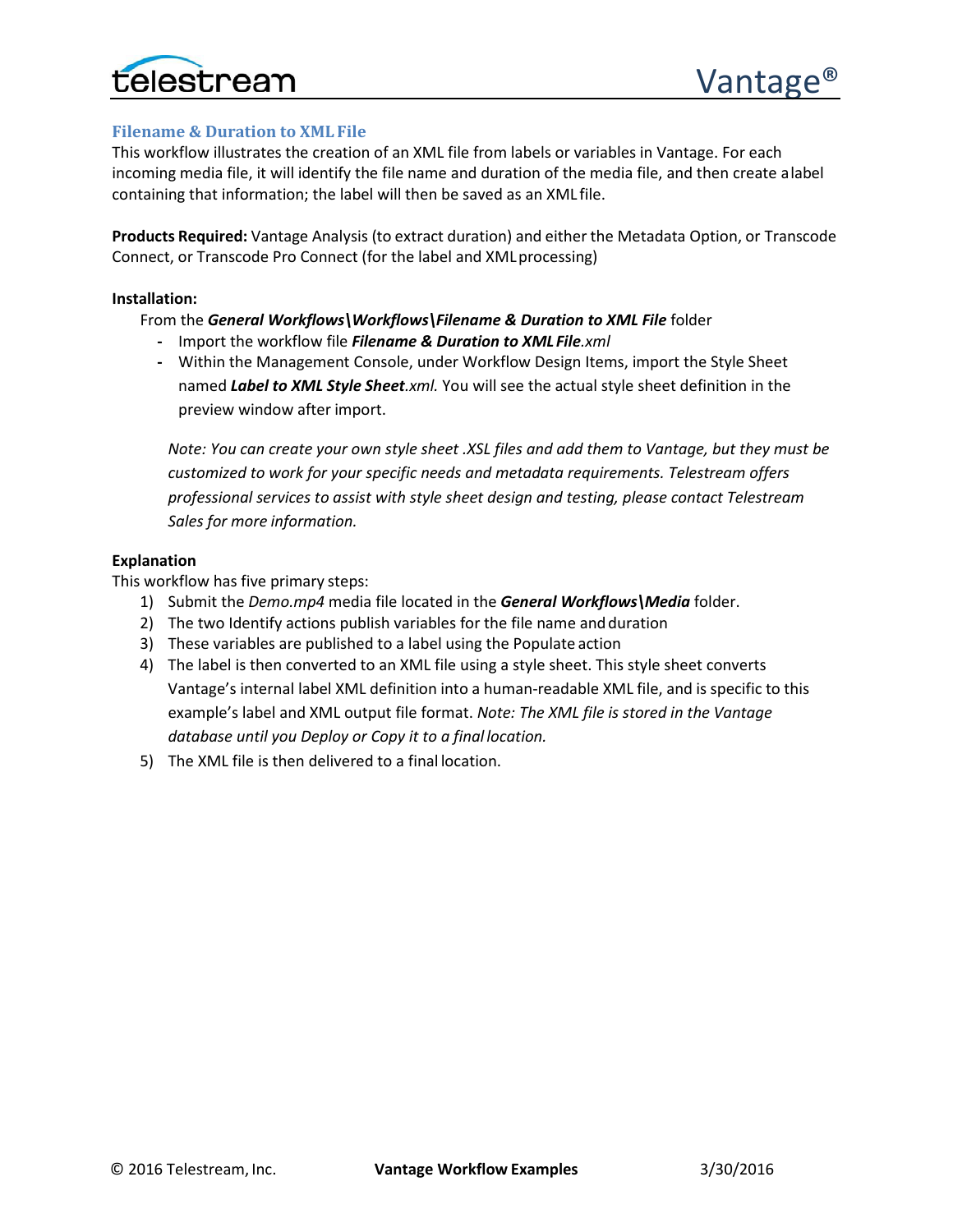## Filename & Duration to XML File

This workflow illustrates the creation of an XML file from labels or variables in Vantage. For each incoming media file, it will identify the file name and duration of the media file, and then create a label containing that information; the label will then be saved as an XML file.

**Products Required:** Vantage Analysis (to extract duration) and either the Metadata Option, or Transcode Connect, or Transcode Pro Connect (for the label and XML processing)

**Installation:**

From the ***General Workflows\Workflows\Filename & Duration to XML File*** folder

- Import the workflow file ***Filename & Duration to XML File****.xml*
- Within the Management Console, under Workflow Design Items, import the Style Sheet named ***Label to XML Style Sheet****.xml.* You will see the actual style sheet definition in the preview window after import.

*Note: You can create your own style sheet .XSL files and add them to Vantage, but they must be customized to work for your specific needs and metadata requirements. Telestream offers professional services to assist with style sheet design and testing, please contact Telestream Sales for more information.*

**Explanation**

This workflow has five primary steps:

1) Submit the *Demo.mp4* media file located in the ***General Workflows\Media*** folder.
2) The two Identify actions publish variables for the file name and duration
3) These variables are published to a label using the Populate action
4) The label is then converted to an XML file using a style sheet. This style sheet converts Vantage's internal label XML definition into a human-readable XML file, and is specific to this example's label and XML output file format. *Note: The XML file is stored in the Vantage database until you Deploy or Copy it to a final location.*
5) The XML file is then delivered to a final location.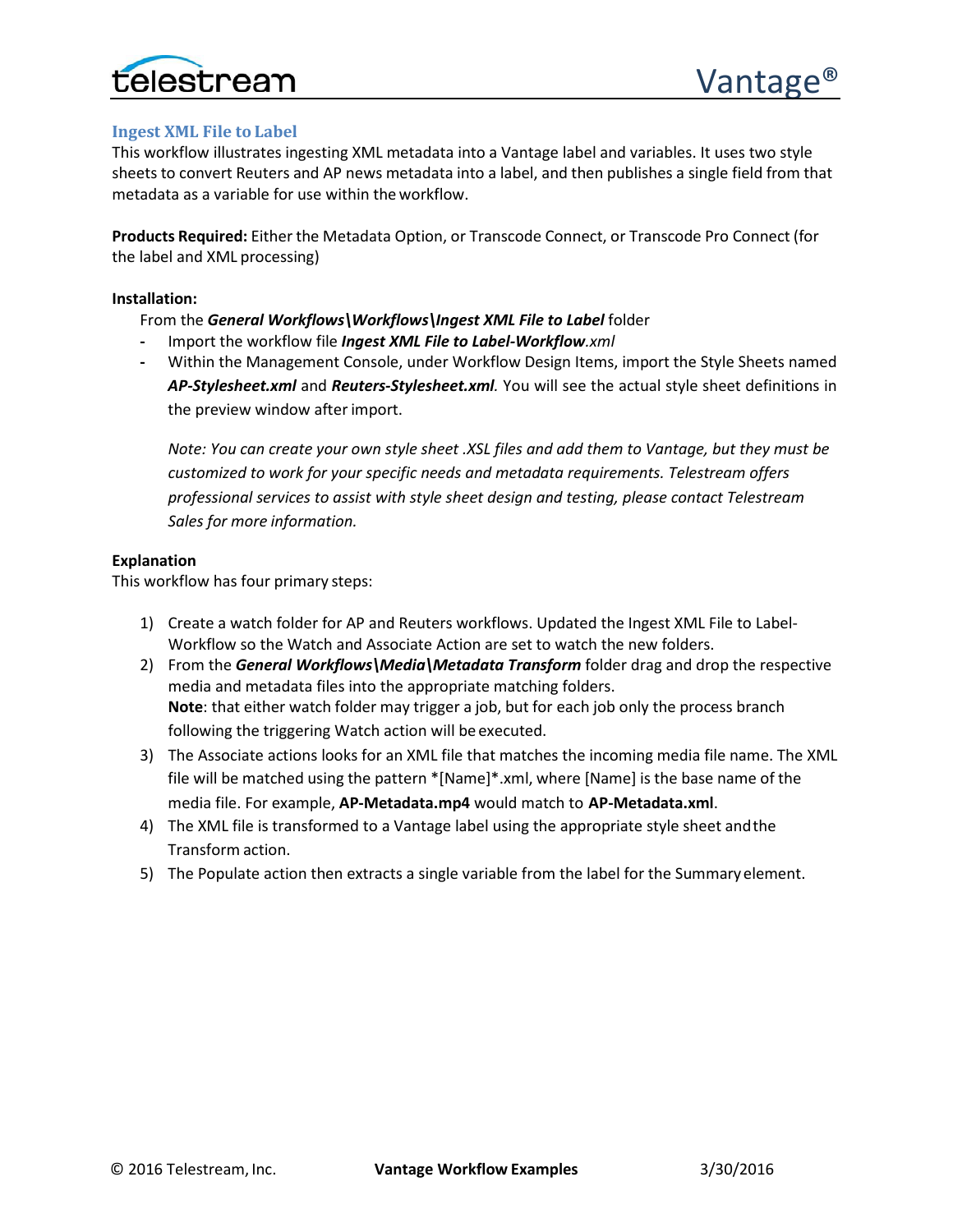## Ingest XML File to Label

This workflow illustrates ingesting XML metadata into a Vantage label and variables. It uses two style sheets to convert Reuters and AP news metadata into a label, and then publishes a single field from that metadata as a variable for use within the workflow.

**Products Required:** Either the Metadata Option, or Transcode Connect, or Transcode Pro Connect (for the label and XML processing)

**Installation:**

From the ***General Workflows\Workflows\Ingest XML File to Label*** folder

- Import the workflow file ***Ingest XML File to Label-Workflow****.xml*
- Within the Management Console, under Workflow Design Items, import the Style Sheets named ***AP-Stylesheet.xml*** and ***Reuters-Stylesheet.xml****.* You will see the actual style sheet definitions in the preview window after import.

  *Note: You can create your own style sheet .XSL files and add them to Vantage, but they must be customized to work for your specific needs and metadata requirements. Telestream offers professional services to assist with style sheet design and testing, please contact Telestream Sales for more information.*

**Explanation**

This workflow has four primary steps:

1) Create a watch folder for AP and Reuters workflows. Updated the Ingest XML File to Label-Workflow so the Watch and Associate Action are set to watch the new folders.
2) From the ***General Workflows\Media\Metadata Transform*** folder drag and drop the respective media and metadata files into the appropriate matching folders.
   **Note**: that either watch folder may trigger a job, but for each job only the process branch following the triggering Watch action will be executed.
3) The Associate actions looks for an XML file that matches the incoming media file name. The XML file will be matched using the pattern *[Name]*.xml, where [Name] is the base name of the media file. For example, **AP-Metadata.mp4** would match to **AP-Metadata.xml**.
4) The XML file is transformed to a Vantage label using the appropriate style sheet and the Transform action.
5) The Populate action then extracts a single variable from the label for the Summary element.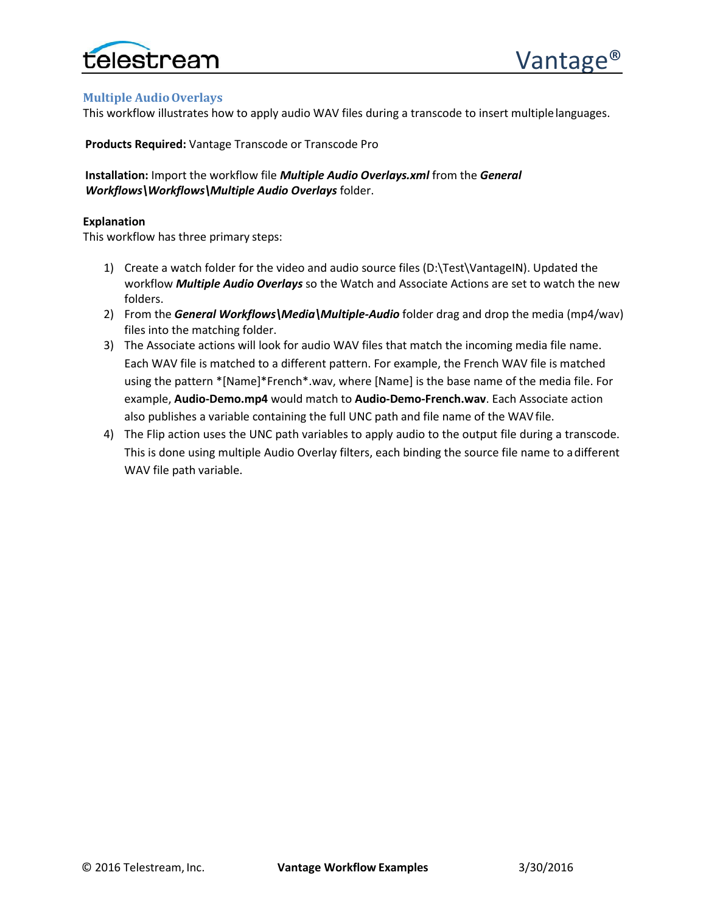## Multiple Audio Overlays

This workflow illustrates how to apply audio WAV files during a transcode to insert multiple languages.

**Products Required:** Vantage Transcode or Transcode Pro

**Installation:** Import the workflow file ***Multiple Audio Overlays.xml*** from the ***General Workflows\Workflows\Multiple Audio Overlays*** folder.

**Explanation**

This workflow has three primary steps:

1) Create a watch folder for the video and audio source files (D:\Test\VantageIN). Updated the workflow ***Multiple Audio Overlays*** so the Watch and Associate Actions are set to watch the new folders.
2) From the ***General Workflows\Media\Multiple-Audio*** folder drag and drop the media (mp4/wav) files into the matching folder.
3) The Associate actions will look for audio WAV files that match the incoming media file name. Each WAV file is matched to a different pattern. For example, the French WAV file is matched using the pattern *[Name]*French*.wav, where [Name] is the base name of the media file. For example, **Audio-Demo.mp4** would match to **Audio-Demo-French.wav**. Each Associate action also publishes a variable containing the full UNC path and file name of the WAV file.
4) The Flip action uses the UNC path variables to apply audio to the output file during a transcode. This is done using multiple Audio Overlay filters, each binding the source file name to a different WAV file path variable.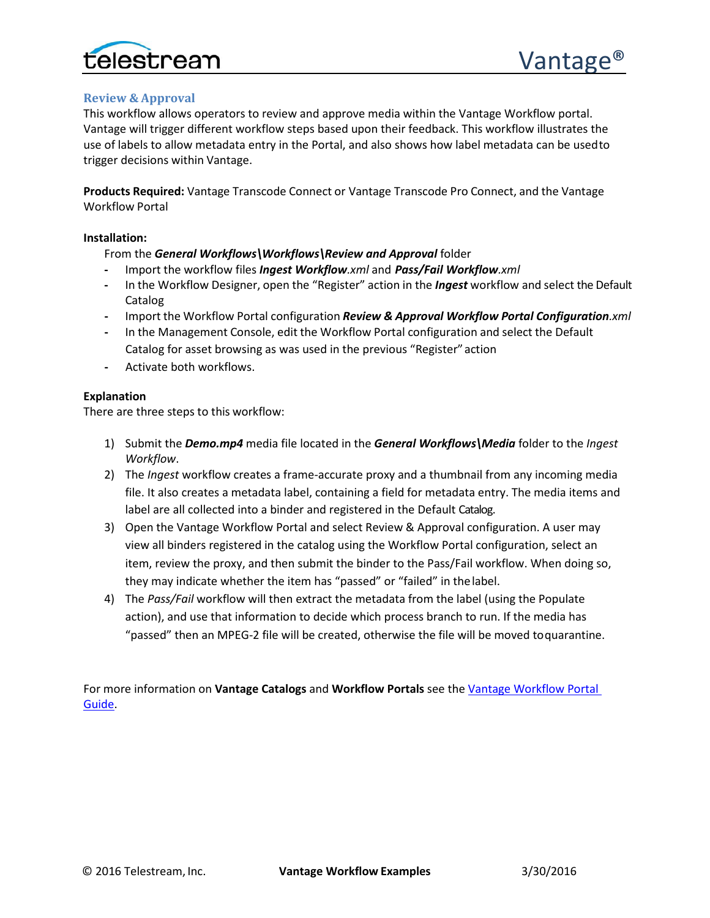## Review & Approval

This workflow allows operators to review and approve media within the Vantage Workflow portal. Vantage will trigger different workflow steps based upon their feedback. This workflow illustrates the use of labels to allow metadata entry in the Portal, and also shows how label metadata can be used to trigger decisions within Vantage.

**Products Required:** Vantage Transcode Connect or Vantage Transcode Pro Connect, and the Vantage Workflow Portal

**Installation:**

From the ***General Workflows\Workflows\Review and Approval*** folder

- Import the workflow files ***Ingest Workflow****.xml* and ***Pass/Fail Workflow****.xml*
- In the Workflow Designer, open the "Register" action in the ***Ingest*** workflow and select the Default Catalog
- Import the Workflow Portal configuration ***Review & Approval Workflow Portal Configuration****.xml*
- In the Management Console, edit the Workflow Portal configuration and select the Default Catalog for asset browsing as was used in the previous "Register" action
- Activate both workflows.

**Explanation**

There are three steps to this workflow:

1) Submit the ***Demo.mp4*** media file located in the ***General Workflows\Media*** folder to the *Ingest Workflow*.
2) The *Ingest* workflow creates a frame-accurate proxy and a thumbnail from any incoming media file. It also creates a metadata label, containing a field for metadata entry. The media items and label are all collected into a binder and registered in the Default Catalog.
3) Open the Vantage Workflow Portal and select Review & Approval configuration. A user may view all binders registered in the catalog using the Workflow Portal configuration, select an item, review the proxy, and then submit the binder to the Pass/Fail workflow. When doing so, they may indicate whether the item has "passed" or "failed" in the label.
4) The *Pass/Fail* workflow will then extract the metadata from the label (using the Populate action), and use that information to decide which process branch to run. If the media has "passed" then an MPEG-2 file will be created, otherwise the file will be moved to quarantine.

For more information on **Vantage Catalogs** and **Workflow Portals** see the [Vantage Workflow Portal Guide](#).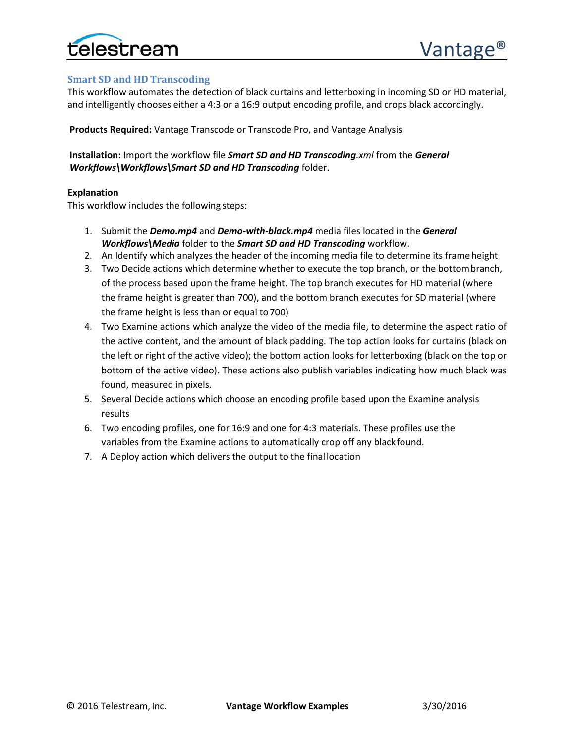## Smart SD and HD Transcoding

This workflow automates the detection of black curtains and letterboxing in incoming SD or HD material, and intelligently chooses either a 4:3 or a 16:9 output encoding profile, and crops black accordingly.

**Products Required:** Vantage Transcode or Transcode Pro, and Vantage Analysis

**Installation:** Import the workflow file ***Smart SD and HD Transcoding****.xml* from the ***General Workflows\Workflows\Smart SD and HD Transcoding*** folder.

**Explanation**

This workflow includes the following steps:

1. Submit the ***Demo.mp4*** and ***Demo-with-black.mp4*** media files located in the ***General Workflows\Media*** folder to the ***Smart SD and HD Transcoding*** workflow.
2. An Identify which analyzes the header of the incoming media file to determine its frame height
3. Two Decide actions which determine whether to execute the top branch, or the bottom branch, of the process based upon the frame height. The top branch executes for HD material (where the frame height is greater than 700), and the bottom branch executes for SD material (where the frame height is less than or equal to 700)
4. Two Examine actions which analyze the video of the media file, to determine the aspect ratio of the active content, and the amount of black padding. The top action looks for curtains (black on the left or right of the active video); the bottom action looks for letterboxing (black on the top or bottom of the active video). These actions also publish variables indicating how much black was found, measured in pixels.
5. Several Decide actions which choose an encoding profile based upon the Examine analysis results
6. Two encoding profiles, one for 16:9 and one for 4:3 materials. These profiles use the variables from the Examine actions to automatically crop off any black found.
7. A Deploy action which delivers the output to the final location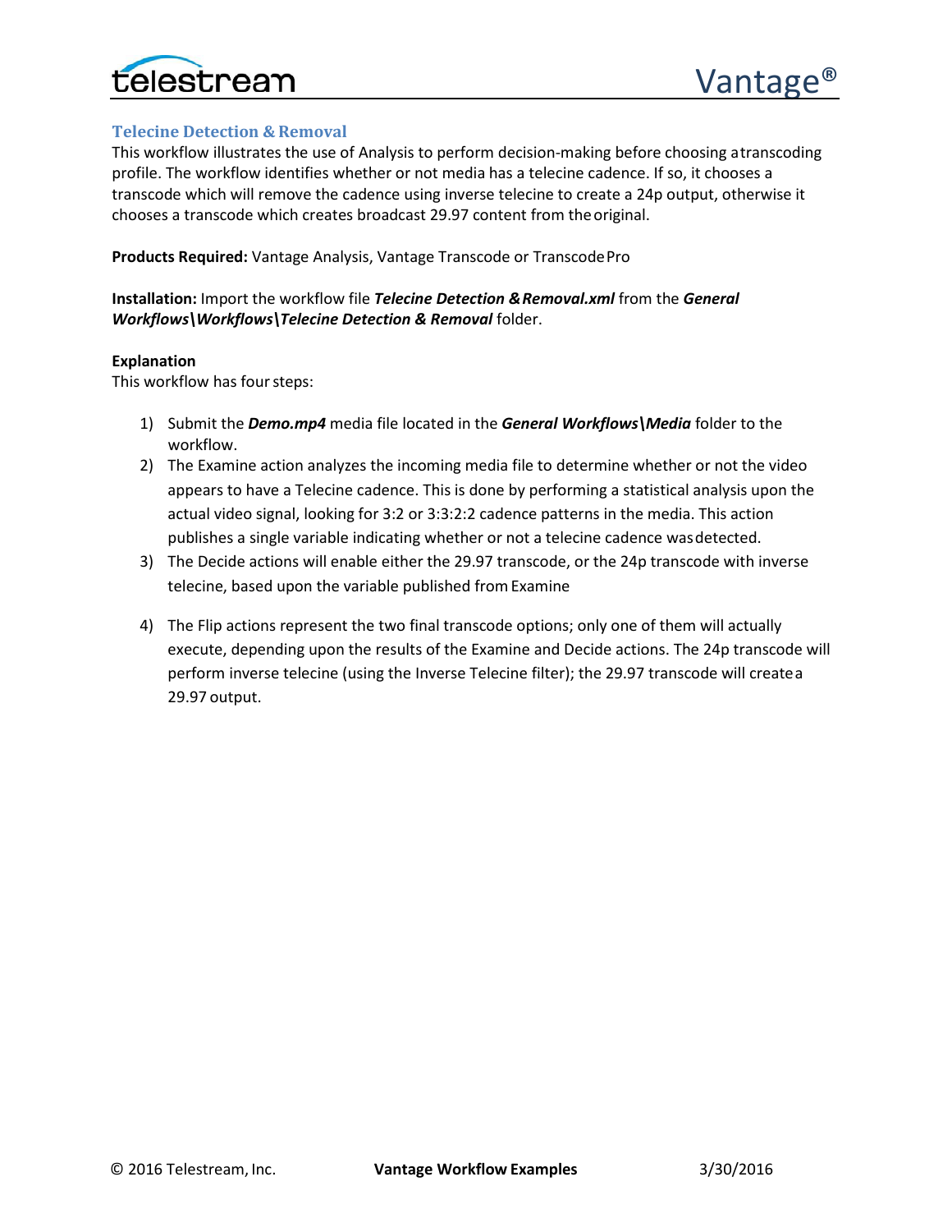## Telecine Detection & Removal

This workflow illustrates the use of Analysis to perform decision-making before choosing a transcoding profile. The workflow identifies whether or not media has a telecine cadence. If so, it chooses a transcode which will remove the cadence using inverse telecine to create a 24p output, otherwise it chooses a transcode which creates broadcast 29.97 content from the original.

**Products Required:** Vantage Analysis, Vantage Transcode or Transcode Pro

**Installation:** Import the workflow file ***Telecine Detection & Removal.xml*** from the ***General Workflows\Workflows\Telecine Detection & Removal*** folder.

**Explanation**

This workflow has four steps:

1) Submit the ***Demo.mp4*** media file located in the ***General Workflows\Media*** folder to the workflow.
2) The Examine action analyzes the incoming media file to determine whether or not the video appears to have a Telecine cadence. This is done by performing a statistical analysis upon the actual video signal, looking for 3:2 or 3:3:2:2 cadence patterns in the media. This action publishes a single variable indicating whether or not a telecine cadence was detected.
3) The Decide actions will enable either the 29.97 transcode, or the 24p transcode with inverse telecine, based upon the variable published from Examine
4) The Flip actions represent the two final transcode options; only one of them will actually execute, depending upon the results of the Examine and Decide actions. The 24p transcode will perform inverse telecine (using the Inverse Telecine filter); the 29.97 transcode will create a 29.97 output.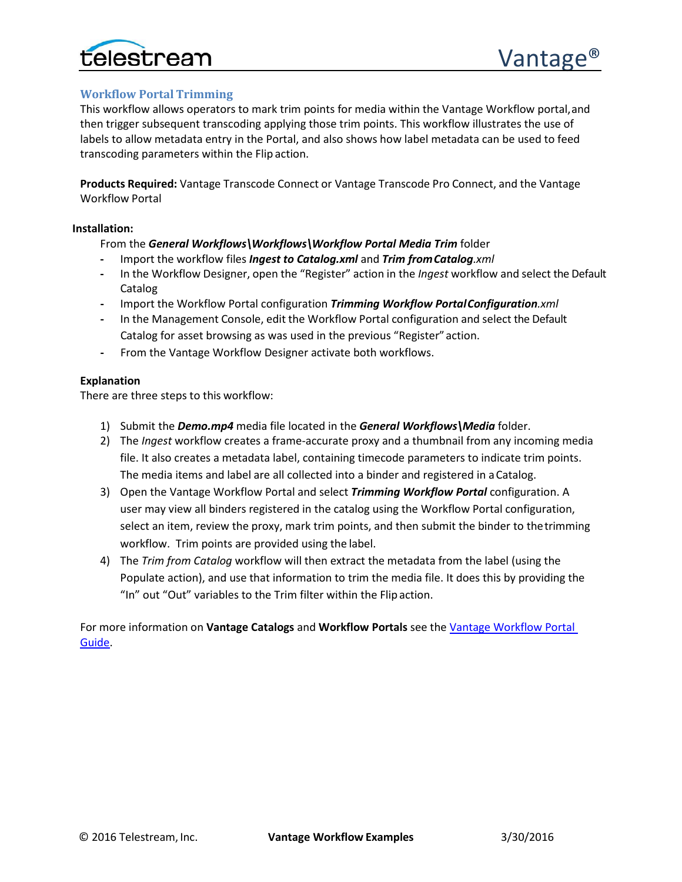## Workflow Portal Trimming

This workflow allows operators to mark trim points for media within the Vantage Workflow portal, and then trigger subsequent transcoding applying those trim points. This workflow illustrates the use of labels to allow metadata entry in the Portal, and also shows how label metadata can be used to feed transcoding parameters within the Flip action.

**Products Required:** Vantage Transcode Connect or Vantage Transcode Pro Connect, and the Vantage Workflow Portal

**Installation:**

From the ***General Workflows\Workflows\Workflow Portal Media Trim*** folder

- Import the workflow files ***Ingest to Catalog.xml*** and ***Trim from Catalog****.xml*
- In the Workflow Designer, open the "Register" action in the *Ingest* workflow and select the Default Catalog
- Import the Workflow Portal configuration ***Trimming Workflow Portal Configuration****.xml*
- In the Management Console, edit the Workflow Portal configuration and select the Default Catalog for asset browsing as was used in the previous "Register" action.
- From the Vantage Workflow Designer activate both workflows.

**Explanation**

There are three steps to this workflow:

1) Submit the ***Demo.mp4*** media file located in the ***General Workflows\Media*** folder.
2) The *Ingest* workflow creates a frame-accurate proxy and a thumbnail from any incoming media file. It also creates a metadata label, containing timecode parameters to indicate trim points. The media items and label are all collected into a binder and registered in a Catalog.
3) Open the Vantage Workflow Portal and select ***Trimming Workflow Portal*** configuration. A user may view all binders registered in the catalog using the Workflow Portal configuration, select an item, review the proxy, mark trim points, and then submit the binder to the trimming workflow. Trim points are provided using the label.
4) The *Trim from Catalog* workflow will then extract the metadata from the label (using the Populate action), and use that information to trim the media file. It does this by providing the "In" out "Out" variables to the Trim filter within the Flip action.

For more information on **Vantage Catalogs** and **Workflow Portals** see the Vantage Workflow Portal Guide.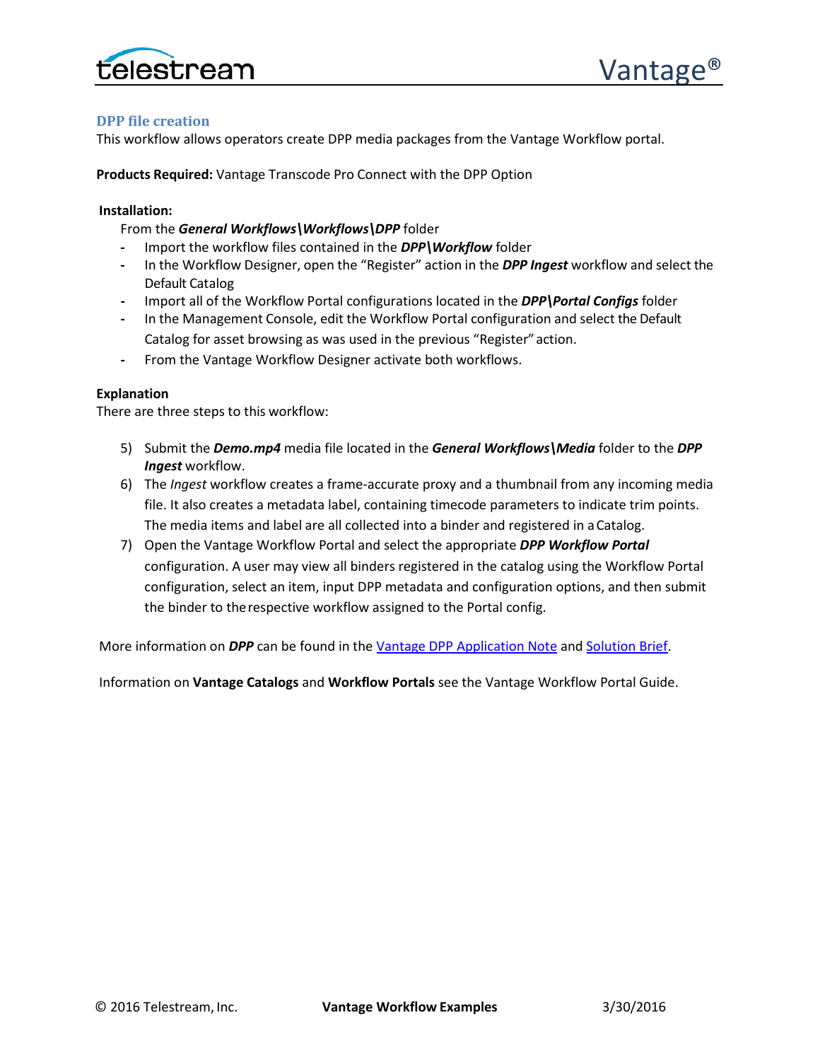### DPP file creation

This workflow allows operators create DPP media packages from the Vantage Workflow portal.

**Products Required:** Vantage Transcode Pro Connect with the DPP Option

**Installation:**

From the ***General Workflows\Workflows\DPP*** folder

- Import the workflow files contained in the ***DPP\Workflow*** folder
- In the Workflow Designer, open the "Register" action in the ***DPP Ingest*** workflow and select the Default Catalog
- Import all of the Workflow Portal configurations located in the ***DPP\Portal Configs*** folder
- In the Management Console, edit the Workflow Portal configuration and select the Default Catalog for asset browsing as was used in the previous "Register" action.
- From the Vantage Workflow Designer activate both workflows.

**Explanation**

There are three steps to this workflow:

5) Submit the ***Demo.mp4*** media file located in the ***General Workflows\Media*** folder to the ***DPP Ingest*** workflow.
6) The *Ingest* workflow creates a frame-accurate proxy and a thumbnail from any incoming media file. It also creates a metadata label, containing timecode parameters to indicate trim points. The media items and label are all collected into a binder and registered in a Catalog.
7) Open the Vantage Workflow Portal and select the appropriate ***DPP Workflow Portal*** configuration. A user may view all binders registered in the catalog using the Workflow Portal configuration, select an item, input DPP metadata and configuration options, and then submit the binder to the respective workflow assigned to the Portal config.

More information on ***DPP*** can be found in the Vantage DPP Application Note and Solution Brief.

Information on **Vantage Catalogs** and **Workflow Portals** see the Vantage Workflow Portal Guide.